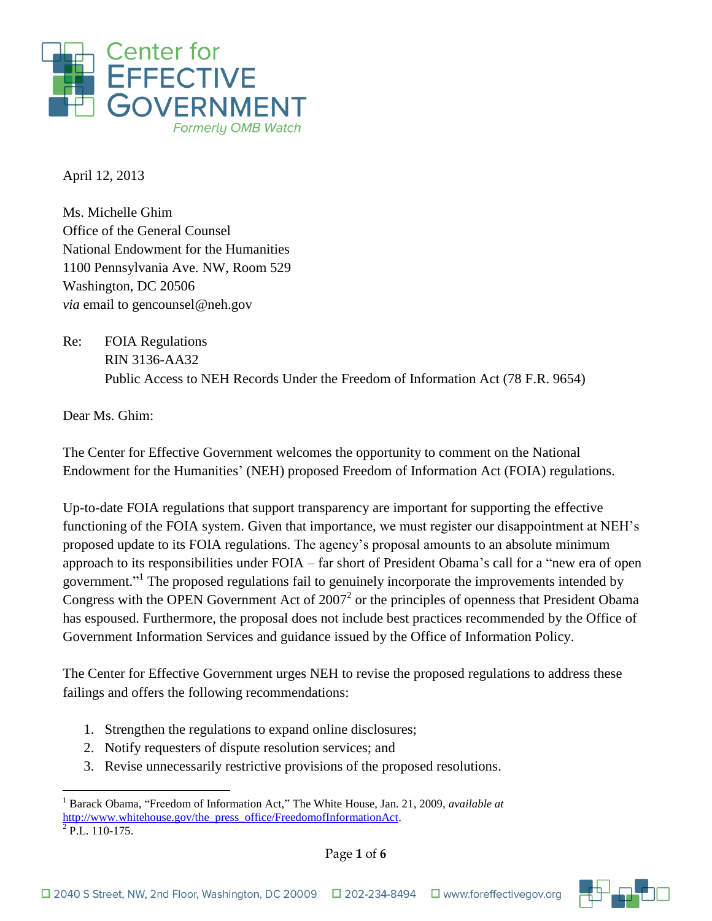Center for
EFFECTIVE
GOVERNMENT
*Formerly OMB Watch*

April 12, 2013

Ms. Michelle Ghim
Office of the General Counsel
National Endowment for the Humanities
1100 Pennsylvania Ave. NW, Room 529
Washington, DC 20506
*via* email to gencounsel@neh.gov

Re: FOIA Regulations
RIN 3136-AA32
Public Access to NEH Records Under the Freedom of Information Act (78 F.R. 9654)

Dear Ms. Ghim:

The Center for Effective Government welcomes the opportunity to comment on the National Endowment for the Humanities' (NEH) proposed Freedom of Information Act (FOIA) regulations.

Up-to-date FOIA regulations that support transparency are important for supporting the effective functioning of the FOIA system. Given that importance, we must register our disappointment at NEH's proposed update to its FOIA regulations. The agency's proposal amounts to an absolute minimum approach to its responsibilities under FOIA – far short of President Obama's call for a "new era of open government."[1] The proposed regulations fail to genuinely incorporate the improvements intended by Congress with the OPEN Government Act of 2007[2] or the principles of openness that President Obama has espoused. Furthermore, the proposal does not include best practices recommended by the Office of Government Information Services and guidance issued by the Office of Information Policy.

The Center for Effective Government urges NEH to revise the proposed regulations to address these failings and offers the following recommendations:

1. Strengthen the regulations to expand online disclosures;
2. Notify requesters of dispute resolution services; and
3. Revise unnecessarily restrictive provisions of the proposed resolutions.

---

[1] Barack Obama, "Freedom of Information Act," The White House, Jan. 21, 2009, *available at* http://www.whitehouse.gov/the_press_office/FreedomofInformationAct.
[2] P.L. 110-175.

2040 S Street, NW, 2nd Floor, Washington, DC 20009 202-234-8494 www.foreffectivegov.org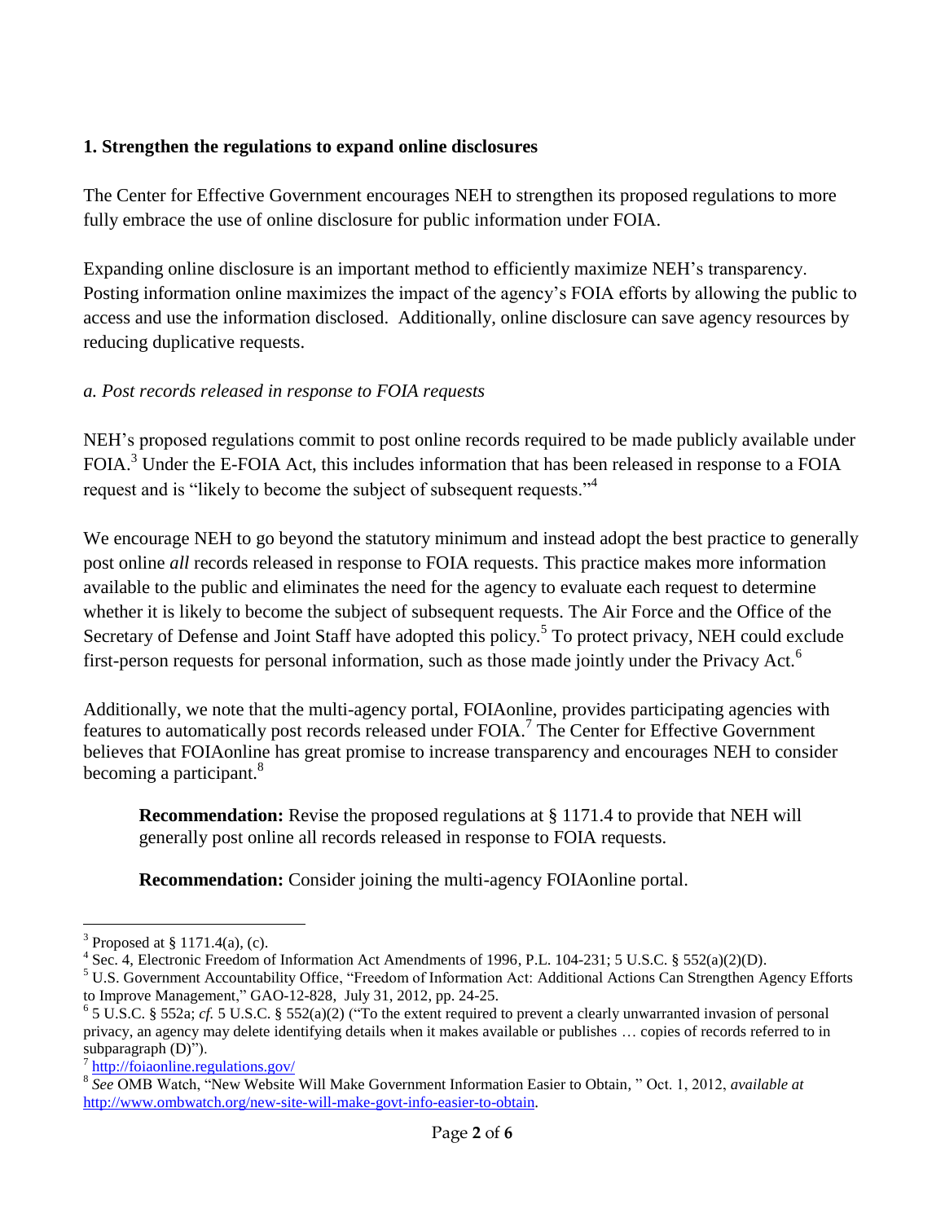### 1. Strengthen the regulations to expand online disclosures

The Center for Effective Government encourages NEH to strengthen its proposed regulations to more fully embrace the use of online disclosure for public information under FOIA.

Expanding online disclosure is an important method to efficiently maximize NEH's transparency. Posting information online maximizes the impact of the agency's FOIA efforts by allowing the public to access and use the information disclosed. Additionally, online disclosure can save agency resources by reducing duplicative requests.

*a. Post records released in response to FOIA requests*

NEH's proposed regulations commit to post online records required to be made publicly available under FOIA.[3] Under the E-FOIA Act, this includes information that has been released in response to a FOIA request and is "likely to become the subject of subsequent requests."[4]

We encourage NEH to go beyond the statutory minimum and instead adopt the best practice to generally post online *all* records released in response to FOIA requests. This practice makes more information available to the public and eliminates the need for the agency to evaluate each request to determine whether it is likely to become the subject of subsequent requests. The Air Force and the Office of the Secretary of Defense and Joint Staff have adopted this policy.[5] To protect privacy, NEH could exclude first-person requests for personal information, such as those made jointly under the Privacy Act.[6]

Additionally, we note that the multi-agency portal, FOIAonline, provides participating agencies with features to automatically post records released under FOIA.[7] The Center for Effective Government believes that FOIAonline has great promise to increase transparency and encourages NEH to consider becoming a participant.[8]

> **Recommendation:** Revise the proposed regulations at § 1171.4 to provide that NEH will generally post online all records released in response to FOIA requests.
>
> **Recommendation:** Consider joining the multi-agency FOIAonline portal.

---

[3] Proposed at § 1171.4(a), (c).

[4] Sec. 4, Electronic Freedom of Information Act Amendments of 1996, P.L. 104-231; 5 U.S.C. § 552(a)(2)(D).

[5] U.S. Government Accountability Office, "Freedom of Information Act: Additional Actions Can Strengthen Agency Efforts to Improve Management," GAO-12-828, July 31, 2012, pp. 24-25.

[6] 5 U.S.C. § 552a; *cf.* 5 U.S.C. § 552(a)(2) ("To the extent required to prevent a clearly unwarranted invasion of personal privacy, an agency may delete identifying details when it makes available or publishes … copies of records referred to in subparagraph (D)").

[7] http://foiaonline.regulations.gov/

[8] *See* OMB Watch, "New Website Will Make Government Information Easier to Obtain, " Oct. 1, 2012, *available at* http://www.ombwatch.org/new-site-will-make-govt-info-easier-to-obtain.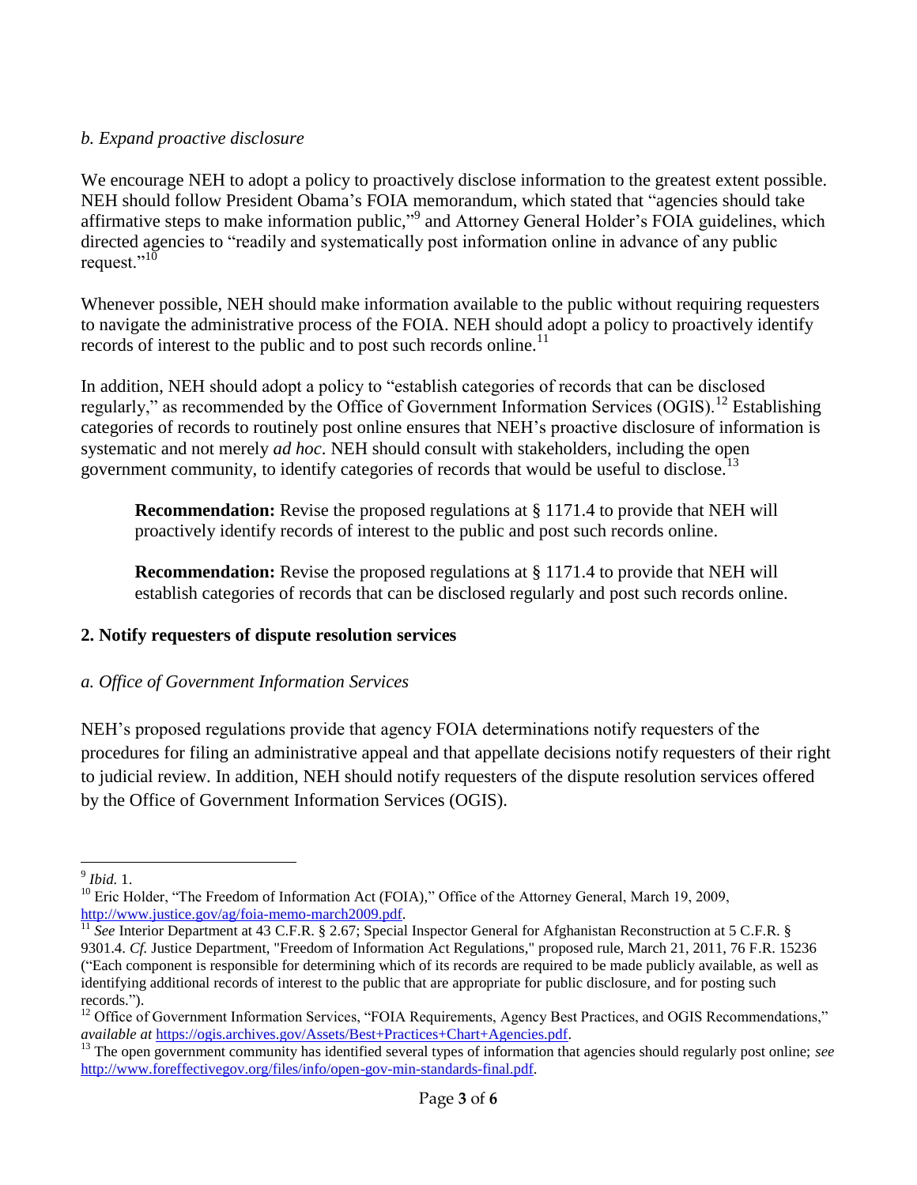*b. Expand proactive disclosure*

We encourage NEH to adopt a policy to proactively disclose information to the greatest extent possible. NEH should follow President Obama's FOIA memorandum, which stated that "agencies should take affirmative steps to make information public,"[9] and Attorney General Holder's FOIA guidelines, which directed agencies to "readily and systematically post information online in advance of any public request."[10]

Whenever possible, NEH should make information available to the public without requiring requesters to navigate the administrative process of the FOIA. NEH should adopt a policy to proactively identify records of interest to the public and to post such records online.[11]

In addition, NEH should adopt a policy to "establish categories of records that can be disclosed regularly," as recommended by the Office of Government Information Services (OGIS).[12] Establishing categories of records to routinely post online ensures that NEH's proactive disclosure of information is systematic and not merely *ad hoc*. NEH should consult with stakeholders, including the open government community, to identify categories of records that would be useful to disclose.[13]

> **Recommendation:** Revise the proposed regulations at § 1171.4 to provide that NEH will proactively identify records of interest to the public and post such records online.
>
> **Recommendation:** Revise the proposed regulations at § 1171.4 to provide that NEH will establish categories of records that can be disclosed regularly and post such records online.

## 2. Notify requesters of dispute resolution services

*a. Office of Government Information Services*

NEH's proposed regulations provide that agency FOIA determinations notify requesters of the procedures for filing an administrative appeal and that appellate decisions notify requesters of their right to judicial review. In addition, NEH should notify requesters of the dispute resolution services offered by the Office of Government Information Services (OGIS).

---

[9] *Ibid.* 1.

[10] Eric Holder, "The Freedom of Information Act (FOIA)," Office of the Attorney General, March 19, 2009, http://www.justice.gov/ag/foia-memo-march2009.pdf.

[11] *See* Interior Department at 43 C.F.R. § 2.67; Special Inspector General for Afghanistan Reconstruction at 5 C.F.R. § 9301.4. *Cf.* Justice Department, "Freedom of Information Act Regulations," proposed rule, March 21, 2011, 76 F.R. 15236 ("Each component is responsible for determining which of its records are required to be made publicly available, as well as identifying additional records of interest to the public that are appropriate for public disclosure, and for posting such records.").

[12] Office of Government Information Services, "FOIA Requirements, Agency Best Practices, and OGIS Recommendations," *available at* https://ogis.archives.gov/Assets/Best+Practices+Chart+Agencies.pdf.

[13] The open government community has identified several types of information that agencies should regularly post online; *see* http://www.foreffectivegov.org/files/info/open-gov-min-standards-final.pdf.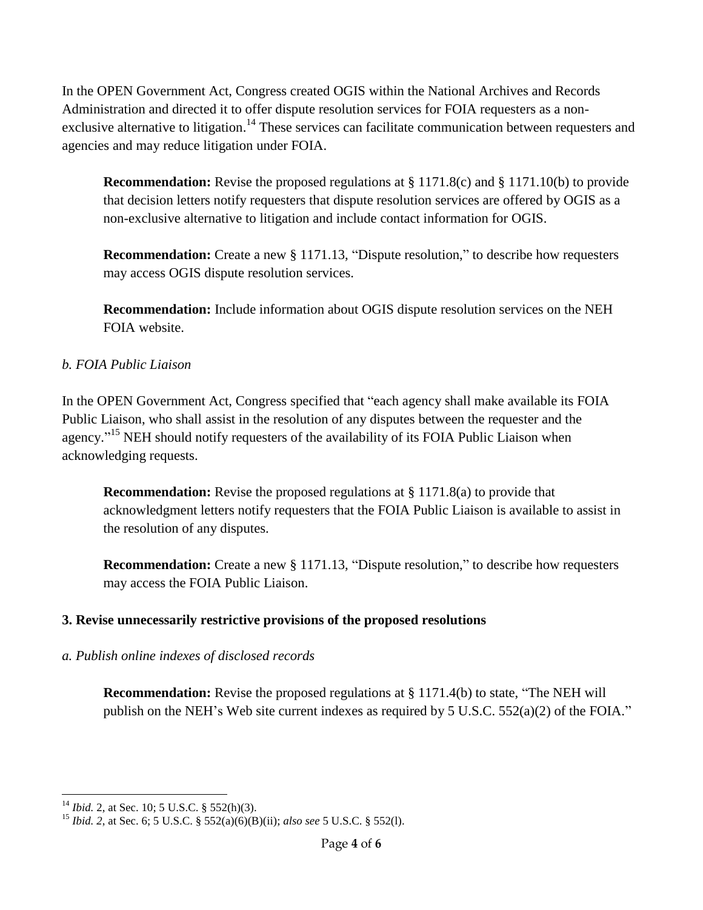In the OPEN Government Act, Congress created OGIS within the National Archives and Records Administration and directed it to offer dispute resolution services for FOIA requesters as a non-exclusive alternative to litigation.[14] These services can facilitate communication between requesters and agencies and may reduce litigation under FOIA.

> **Recommendation:** Revise the proposed regulations at § 1171.8(c) and § 1171.10(b) to provide that decision letters notify requesters that dispute resolution services are offered by OGIS as a non-exclusive alternative to litigation and include contact information for OGIS.
>
> **Recommendation:** Create a new § 1171.13, "Dispute resolution," to describe how requesters may access OGIS dispute resolution services.
>
> **Recommendation:** Include information about OGIS dispute resolution services on the NEH FOIA website.

*b. FOIA Public Liaison*

In the OPEN Government Act, Congress specified that "each agency shall make available its FOIA Public Liaison, who shall assist in the resolution of any disputes between the requester and the agency."[15] NEH should notify requesters of the availability of its FOIA Public Liaison when acknowledging requests.

> **Recommendation:** Revise the proposed regulations at § 1171.8(a) to provide that acknowledgment letters notify requesters that the FOIA Public Liaison is available to assist in the resolution of any disputes.
>
> **Recommendation:** Create a new § 1171.13, "Dispute resolution," to describe how requesters may access the FOIA Public Liaison.

**3. Revise unnecessarily restrictive provisions of the proposed resolutions**

*a. Publish online indexes of disclosed records*

> **Recommendation:** Revise the proposed regulations at § 1171.4(b) to state, "The NEH will publish on the NEH's Web site current indexes as required by 5 U.S.C. 552(a)(2) of the FOIA."

---

[14] *Ibid.* 2, at Sec. 10; 5 U.S.C. § 552(h)(3).

[15] *Ibid. 2*, at Sec. 6; 5 U.S.C. § 552(a)(6)(B)(ii); *also see* 5 U.S.C. § 552(l).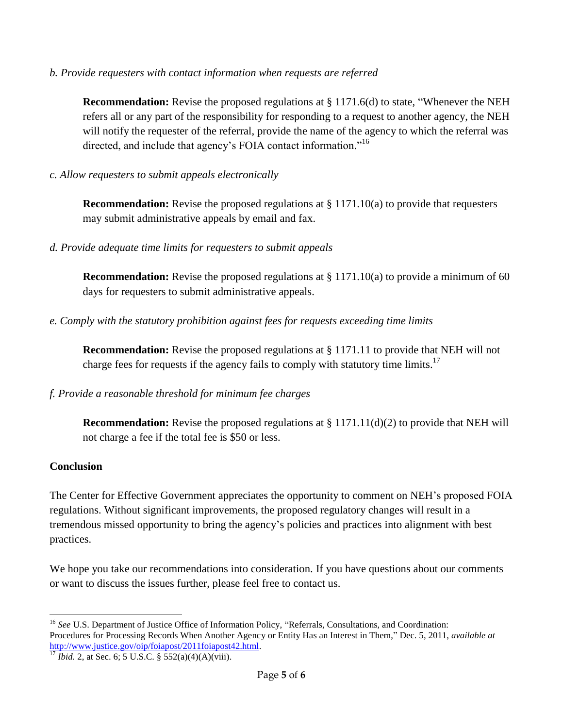*b. Provide requesters with contact information when requests are referred*

> **Recommendation:** Revise the proposed regulations at § 1171.6(d) to state, "Whenever the NEH refers all or any part of the responsibility for responding to a request to another agency, the NEH will notify the requester of the referral, provide the name of the agency to which the referral was directed, and include that agency's FOIA contact information."[16]

*c. Allow requesters to submit appeals electronically*

> **Recommendation:** Revise the proposed regulations at § 1171.10(a) to provide that requesters may submit administrative appeals by email and fax.

*d. Provide adequate time limits for requesters to submit appeals*

> **Recommendation:** Revise the proposed regulations at § 1171.10(a) to provide a minimum of 60 days for requesters to submit administrative appeals.

*e. Comply with the statutory prohibition against fees for requests exceeding time limits*

> **Recommendation:** Revise the proposed regulations at § 1171.11 to provide that NEH will not charge fees for requests if the agency fails to comply with statutory time limits.[17]

*f. Provide a reasonable threshold for minimum fee charges*

> **Recommendation:** Revise the proposed regulations at § 1171.11(d)(2) to provide that NEH will not charge a fee if the total fee is $50 or less.

**Conclusion**

The Center for Effective Government appreciates the opportunity to comment on NEH's proposed FOIA regulations. Without significant improvements, the proposed regulatory changes will result in a tremendous missed opportunity to bring the agency's policies and practices into alignment with best practices.

We hope you take our recommendations into consideration. If you have questions about our comments or want to discuss the issues further, please feel free to contact us.

---

[16] *See* U.S. Department of Justice Office of Information Policy, "Referrals, Consultations, and Coordination: Procedures for Processing Records When Another Agency or Entity Has an Interest in Them," Dec. 5, 2011, *available at* http://www.justice.gov/oip/foiapost/2011foiapost42.html.

[17] *Ibid.* 2, at Sec. 6; 5 U.S.C. § 552(a)(4)(A)(viii).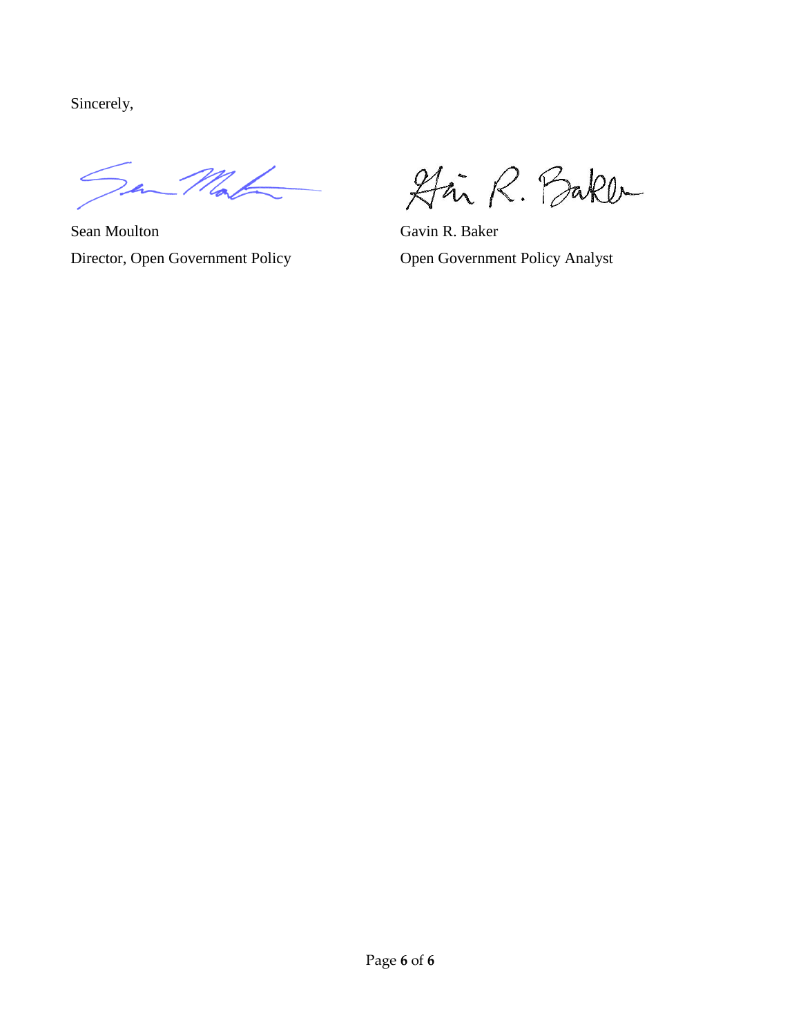Sincerely,

Sean Moulton
Director, Open Government Policy

Gavin R. Baker
Open Government Policy Analyst